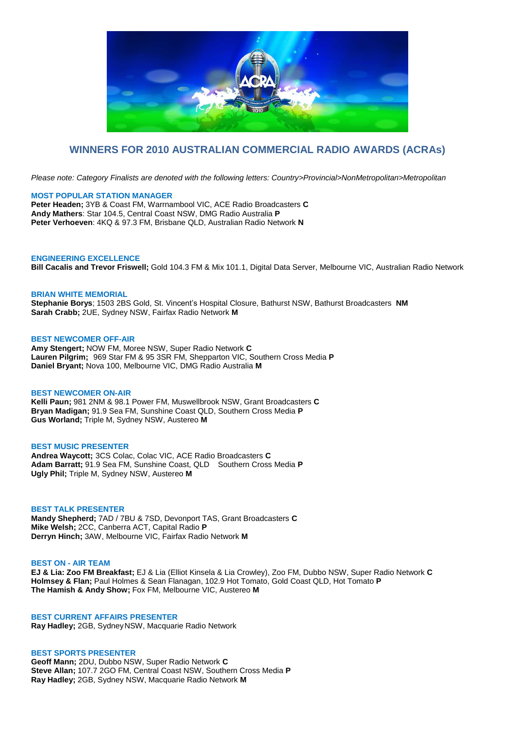## WINNERS FOR 2010 AUSTRALIAN COMMERCIAL RADIO AWARDS (ACRAs)

*Please note: Category Finalists are denoted with the following letters: Country>Provincial>NonMetropolitan>Metropolitan*

### MOST POPULAR STATION MANAGER

**Peter Headen;** 3YB & Coast FM, Warrnambool VIC, ACE Radio Broadcasters **C**
**Andy Mathers**: Star 104.5, Central Coast NSW, DMG Radio Australia **P**
**Peter Verhoeven**: 4KQ & 97.3 FM, Brisbane QLD, Australian Radio Network **N**

### ENGINEERING EXCELLENCE

**Bill Cacalis and Trevor Friswell;** Gold 104.3 FM & Mix 101.1, Digital Data Server, Melbourne VIC, Australian Radio Network

### BRIAN WHITE MEMORIAL

**Stephanie Borys**; 1503 2BS Gold, St. Vincent's Hospital Closure, Bathurst NSW, Bathurst Broadcasters **NM**
**Sarah Crabb;** 2UE, Sydney NSW, Fairfax Radio Network **M**

### BEST NEWCOMER OFF-AIR

**Amy Stengert;** NOW FM, Moree NSW, Super Radio Network **C**
**Lauren Pilgrim;** 969 Star FM & 95 3SR FM, Shepparton VIC, Southern Cross Media **P**
**Daniel Bryant;** Nova 100, Melbourne VIC, DMG Radio Australia **M**

### BEST NEWCOMER ON-AIR

**Kelli Paun;** 981 2NM & 98.1 Power FM, Muswellbrook NSW, Grant Broadcasters **C**
**Bryan Madigan;** 91.9 Sea FM, Sunshine Coast QLD, Southern Cross Media **P**
**Gus Worland;** Triple M, Sydney NSW, Austereo **M**

### BEST MUSIC PRESENTER

**Andrea Waycott;** 3CS Colac, Colac VIC, ACE Radio Broadcasters **C**
**Adam Barratt;** 91.9 Sea FM, Sunshine Coast, QLD Southern Cross Media **P**
**Ugly Phil;** Triple M, Sydney NSW, Austereo **M**

### BEST TALK PRESENTER

**Mandy Shepherd;** 7AD / 7BU & 7SD, Devonport TAS, Grant Broadcasters **C**
**Mike Welsh;** 2CC, Canberra ACT, Capital Radio **P**
**Derryn Hinch;** 3AW, Melbourne VIC, Fairfax Radio Network **M**

### BEST ON - AIR TEAM

**EJ & Lia: Zoo FM Breakfast;** EJ & Lia (Elliot Kinsela & Lia Crowley), Zoo FM, Dubbo NSW, Super Radio Network **C**
**Holmsey & Flan;** Paul Holmes & Sean Flanagan, 102.9 Hot Tomato, Gold Coast QLD, Hot Tomato **P**
**The Hamish & Andy Show;** Fox FM, Melbourne VIC, Austereo **M**

### BEST CURRENT AFFAIRS PRESENTER

**Ray Hadley;** 2GB, Sydney NSW, Macquarie Radio Network

### BEST SPORTS PRESENTER

**Geoff Mann;** 2DU, Dubbo NSW, Super Radio Network **C**
**Steve Allan;** 107.7 2GO FM, Central Coast NSW, Southern Cross Media **P**
**Ray Hadley;** 2GB, Sydney NSW, Macquarie Radio Network **M**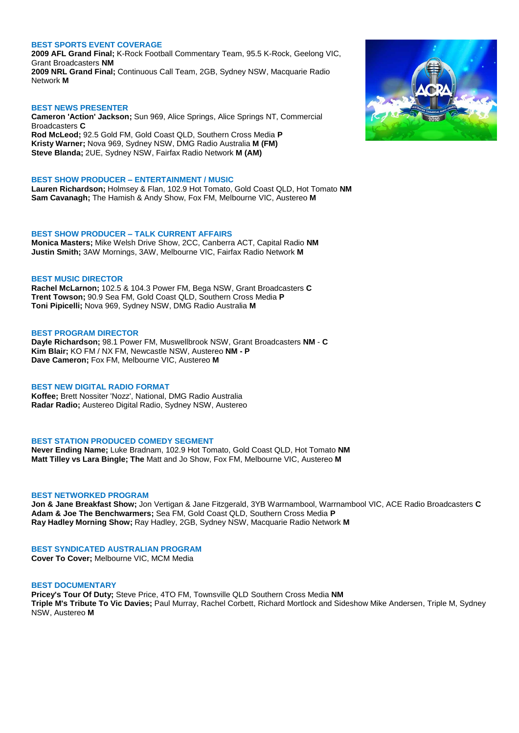### BEST SPORTS EVENT COVERAGE

**2009 AFL Grand Final;** K-Rock Football Commentary Team, 95.5 K-Rock, Geelong VIC, Grant Broadcasters **NM**
**2009 NRL Grand Final;** Continuous Call Team, 2GB, Sydney NSW, Macquarie Radio Network **M**

### BEST NEWS PRESENTER

**Cameron 'Action' Jackson;** Sun 969, Alice Springs, Alice Springs NT, Commercial Broadcasters **C**
**Rod McLeod;** 92.5 Gold FM, Gold Coast QLD, Southern Cross Media **P**
**Kristy Warner;** Nova 969, Sydney NSW, DMG Radio Australia **M (FM)**
**Steve Blanda;** 2UE, Sydney NSW, Fairfax Radio Network **M (AM)**

### BEST SHOW PRODUCER – ENTERTAINMENT / MUSIC

**Lauren Richardson;** Holmsey & Flan, 102.9 Hot Tomato, Gold Coast QLD, Hot Tomato **NM**
**Sam Cavanagh;** The Hamish & Andy Show, Fox FM, Melbourne VIC, Austereo **M**

### BEST SHOW PRODUCER – TALK CURRENT AFFAIRS

**Monica Masters;** Mike Welsh Drive Show, 2CC, Canberra ACT, Capital Radio **NM**
**Justin Smith;** 3AW Mornings, 3AW, Melbourne VIC, Fairfax Radio Network **M**

### BEST MUSIC DIRECTOR

**Rachel McLarnon;** 102.5 & 104.3 Power FM, Bega NSW, Grant Broadcasters **C**
**Trent Towson;** 90.9 Sea FM, Gold Coast QLD, Southern Cross Media **P**
**Toni Pipicelli;** Nova 969, Sydney NSW, DMG Radio Australia **M**

### BEST PROGRAM DIRECTOR

**Dayle Richardson;** 98.1 Power FM, Muswellbrook NSW, Grant Broadcasters **NM** - **C**
**Kim Blair;** KO FM / NX FM, Newcastle NSW, Austereo **NM - P**
**Dave Cameron;** Fox FM, Melbourne VIC, Austereo **M**

### BEST NEW DIGITAL RADIO FORMAT

**Koffee;** Brett Nossiter 'Nozz', National, DMG Radio Australia
**Radar Radio;** Austereo Digital Radio, Sydney NSW, Austereo

### BEST STATION PRODUCED COMEDY SEGMENT

**Never Ending Name;** Luke Bradnam, 102.9 Hot Tomato, Gold Coast QLD, Hot Tomato **NM**
**Matt Tilley vs Lara Bingle; The** Matt and Jo Show, Fox FM, Melbourne VIC, Austereo **M**

### BEST NETWORKED PROGRAM

**Jon & Jane Breakfast Show;** Jon Vertigan & Jane Fitzgerald, 3YB Warrnambool, Warrnambool VIC, ACE Radio Broadcasters **C**
**Adam & Joe The Benchwarmers;** Sea FM, Gold Coast QLD, Southern Cross Media **P**
**Ray Hadley Morning Show;** Ray Hadley, 2GB, Sydney NSW, Macquarie Radio Network **M**

### BEST SYNDICATED AUSTRALIAN PROGRAM

**Cover To Cover;** Melbourne VIC, MCM Media

### BEST DOCUMENTARY

**Pricey's Tour Of Duty;** Steve Price, 4TO FM, Townsville QLD Southern Cross Media **NM**
**Triple M's Tribute To Vic Davies;** Paul Murray, Rachel Corbett, Richard Mortlock and Sideshow Mike Andersen, Triple M, Sydney NSW, Austereo **M**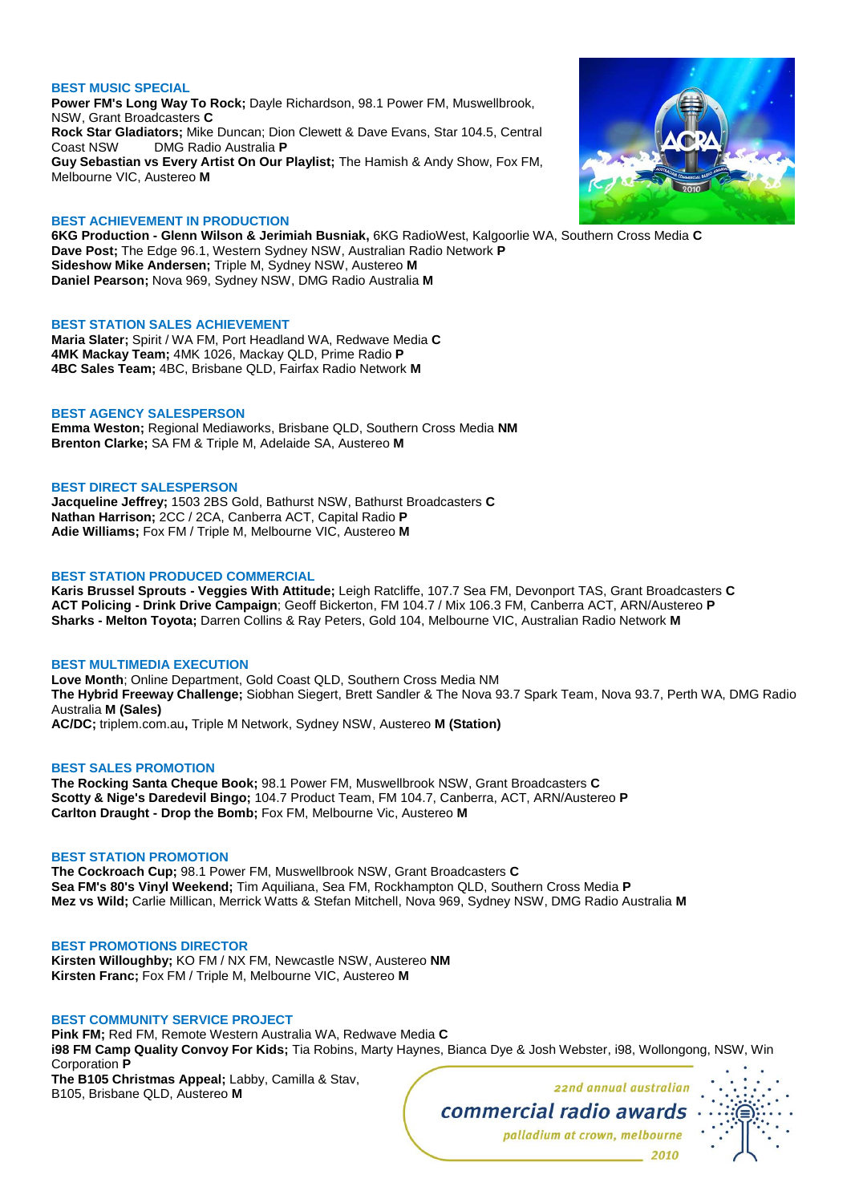### BEST MUSIC SPECIAL

**Power FM's Long Way To Rock;** Dayle Richardson, 98.1 Power FM, Muswellbrook, NSW, Grant Broadcasters **C**
**Rock Star Gladiators;** Mike Duncan; Dion Clewett & Dave Evans, Star 104.5, Central Coast NSW DMG Radio Australia **P**
**Guy Sebastian vs Every Artist On Our Playlist;** The Hamish & Andy Show, Fox FM, Melbourne VIC, Austereo **M**

### BEST ACHIEVEMENT IN PRODUCTION

**6KG Production - Glenn Wilson & Jerimiah Busniak,** 6KG RadioWest, Kalgoorlie WA, Southern Cross Media **C**
**Dave Post;** The Edge 96.1, Western Sydney NSW, Australian Radio Network **P**
**Sideshow Mike Andersen;** Triple M, Sydney NSW, Austereo **M**
**Daniel Pearson;** Nova 969, Sydney NSW, DMG Radio Australia **M**

### BEST STATION SALES ACHIEVEMENT

**Maria Slater;** Spirit / WA FM, Port Headland WA, Redwave Media **C**
**4MK Mackay Team;** 4MK 1026, Mackay QLD, Prime Radio **P**
**4BC Sales Team;** 4BC, Brisbane QLD, Fairfax Radio Network **M**

### BEST AGENCY SALESPERSON

**Emma Weston;** Regional Mediaworks, Brisbane QLD, Southern Cross Media **NM**
**Brenton Clarke;** SA FM & Triple M, Adelaide SA, Austereo **M**

### BEST DIRECT SALESPERSON

**Jacqueline Jeffrey;** 1503 2BS Gold, Bathurst NSW, Bathurst Broadcasters **C**
**Nathan Harrison;** 2CC / 2CA, Canberra ACT, Capital Radio **P**
**Adie Williams;** Fox FM / Triple M, Melbourne VIC, Austereo **M**

### BEST STATION PRODUCED COMMERCIAL

**Karis Brussel Sprouts - Veggies With Attitude;** Leigh Ratcliffe, 107.7 Sea FM, Devonport TAS, Grant Broadcasters **C**
**ACT Policing - Drink Drive Campaign**; Geoff Bickerton, FM 104.7 / Mix 106.3 FM, Canberra ACT, ARN/Austereo **P**
**Sharks - Melton Toyota;** Darren Collins & Ray Peters, Gold 104, Melbourne VIC, Australian Radio Network **M**

### BEST MULTIMEDIA EXECUTION

**Love Month**; Online Department, Gold Coast QLD, Southern Cross Media NM
**The Hybrid Freeway Challenge;** Siobhan Siegert, Brett Sandler & The Nova 93.7 Spark Team, Nova 93.7, Perth WA, DMG Radio Australia **M (Sales)**
**AC/DC;** triplem.com.au**,** Triple M Network, Sydney NSW, Austereo **M (Station)**

### BEST SALES PROMOTION

**The Rocking Santa Cheque Book;** 98.1 Power FM, Muswellbrook NSW, Grant Broadcasters **C**
**Scotty & Nige's Daredevil Bingo;** 104.7 Product Team, FM 104.7, Canberra, ACT, ARN/Austereo **P**
**Carlton Draught - Drop the Bomb;** Fox FM, Melbourne Vic, Austereo **M**

### BEST STATION PROMOTION

**The Cockroach Cup;** 98.1 Power FM, Muswellbrook NSW, Grant Broadcasters **C**
**Sea FM's 80's Vinyl Weekend;** Tim Aquiliana, Sea FM, Rockhampton QLD, Southern Cross Media **P**
**Mez vs Wild;** Carlie Millican, Merrick Watts & Stefan Mitchell, Nova 969, Sydney NSW, DMG Radio Australia **M**

### BEST PROMOTIONS DIRECTOR

**Kirsten Willoughby;** KO FM / NX FM, Newcastle NSW, Austereo **NM**
**Kirsten Franc;** Fox FM / Triple M, Melbourne VIC, Austereo **M**

### BEST COMMUNITY SERVICE PROJECT

**Pink FM;** Red FM, Remote Western Australia WA, Redwave Media **C**
**i98 FM Camp Quality Convoy For Kids;** Tia Robins, Marty Haynes, Bianca Dye & Josh Webster, i98, Wollongong, NSW, Win Corporation **P**
**The B105 Christmas Appeal;** Labby, Camilla & Stav, B105, Brisbane QLD, Austereo **M**

22nd annual australian commercial radio awards
palladium at crown, melbourne
2010